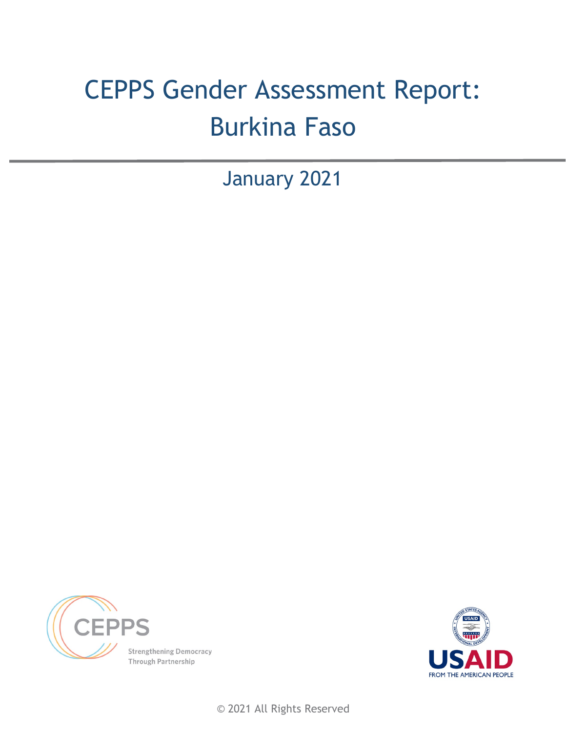# CEPPS Gender Assessment Report: Burkina Faso

January 2021

CEPPS

Strengthening Democracy Through Partnership

USAID

FROM THE AMERICAN PEOPLE

© 2021 All Rights Reserved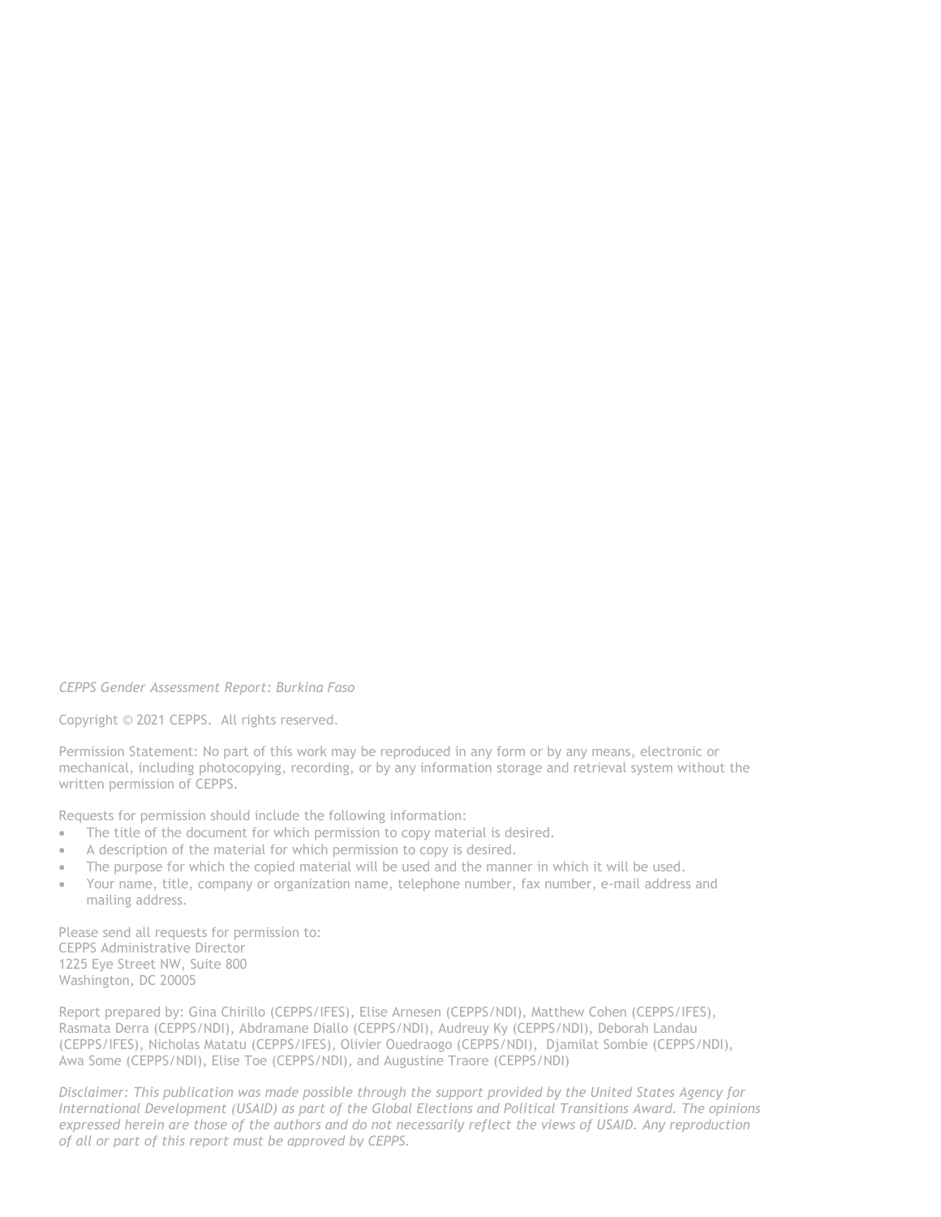*CEPPS Gender Assessment Report: Burkina Faso*

Copyright © 2021 CEPPS. All rights reserved.

Permission Statement: No part of this work may be reproduced in any form or by any means, electronic or mechanical, including photocopying, recording, or by any information storage and retrieval system without the written permission of CEPPS.

Requests for permission should include the following information:

- The title of the document for which permission to copy material is desired.
- A description of the material for which permission to copy is desired.
- The purpose for which the copied material will be used and the manner in which it will be used.
- Your name, title, company or organization name, telephone number, fax number, e-mail address and mailing address.

Please send all requests for permission to:
CEPPS Administrative Director
1225 Eye Street NW, Suite 800
Washington, DC 20005

Report prepared by: Gina Chirillo (CEPPS/IFES), Elise Arnesen (CEPPS/NDI), Matthew Cohen (CEPPS/IFES), Rasmata Derra (CEPPS/NDI), Abdramane Diallo (CEPPS/NDI), Audreuy Ky (CEPPS/NDI), Deborah Landau (CEPPS/IFES), Nicholas Matatu (CEPPS/IFES), Olivier Ouedraogo (CEPPS/NDI), Djamilat Sombie (CEPPS/NDI), Awa Some (CEPPS/NDI), Elise Toe (CEPPS/NDI), and Augustine Traore (CEPPS/NDI)

*Disclaimer: This publication was made possible through the support provided by the United States Agency for International Development (USAID) as part of the Global Elections and Political Transitions Award. The opinions expressed herein are those of the authors and do not necessarily reflect the views of USAID. Any reproduction of all or part of this report must be approved by CEPPS.*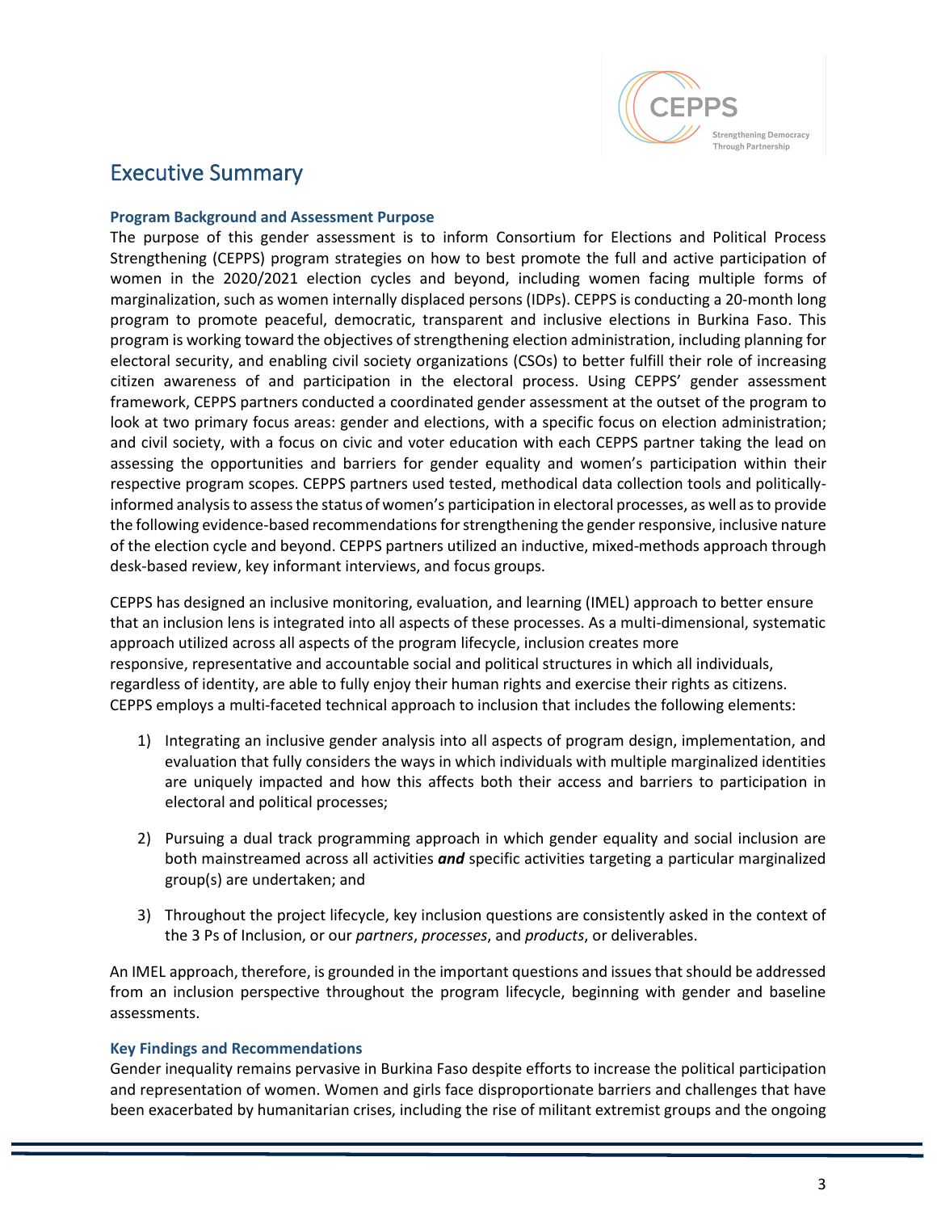# Executive Summary

### Program Background and Assessment Purpose

The purpose of this gender assessment is to inform Consortium for Elections and Political Process Strengthening (CEPPS) program strategies on how to best promote the full and active participation of women in the 2020/2021 election cycles and beyond, including women facing multiple forms of marginalization, such as women internally displaced persons (IDPs). CEPPS is conducting a 20-month long program to promote peaceful, democratic, transparent and inclusive elections in Burkina Faso. This program is working toward the objectives of strengthening election administration, including planning for electoral security, and enabling civil society organizations (CSOs) to better fulfill their role of increasing citizen awareness of and participation in the electoral process. Using CEPPS' gender assessment framework, CEPPS partners conducted a coordinated gender assessment at the outset of the program to look at two primary focus areas: gender and elections, with a specific focus on election administration; and civil society, with a focus on civic and voter education with each CEPPS partner taking the lead on assessing the opportunities and barriers for gender equality and women's participation within their respective program scopes. CEPPS partners used tested, methodical data collection tools and politically-informed analysis to assess the status of women's participation in electoral processes, as well as to provide the following evidence-based recommendations for strengthening the gender responsive, inclusive nature of the election cycle and beyond. CEPPS partners utilized an inductive, mixed-methods approach through desk-based review, key informant interviews, and focus groups.

CEPPS has designed an inclusive monitoring, evaluation, and learning (IMEL) approach to better ensure that an inclusion lens is integrated into all aspects of these processes. As a multi-dimensional, systematic approach utilized across all aspects of the program lifecycle, inclusion creates more responsive, representative and accountable social and political structures in which all individuals, regardless of identity, are able to fully enjoy their human rights and exercise their rights as citizens. CEPPS employs a multi-faceted technical approach to inclusion that includes the following elements:

1) Integrating an inclusive gender analysis into all aspects of program design, implementation, and evaluation that fully considers the ways in which individuals with multiple marginalized identities are uniquely impacted and how this affects both their access and barriers to participation in electoral and political processes;

2) Pursuing a dual track programming approach in which gender equality and social inclusion are both mainstreamed across all activities ***and*** specific activities targeting a particular marginalized group(s) are undertaken; and

3) Throughout the project lifecycle, key inclusion questions are consistently asked in the context of the 3 Ps of Inclusion, or our *partners*, *processes*, and *products*, or deliverables.

An IMEL approach, therefore, is grounded in the important questions and issues that should be addressed from an inclusion perspective throughout the program lifecycle, beginning with gender and baseline assessments.

### Key Findings and Recommendations

Gender inequality remains pervasive in Burkina Faso despite efforts to increase the political participation and representation of women. Women and girls face disproportionate barriers and challenges that have been exacerbated by humanitarian crises, including the rise of militant extremist groups and the ongoing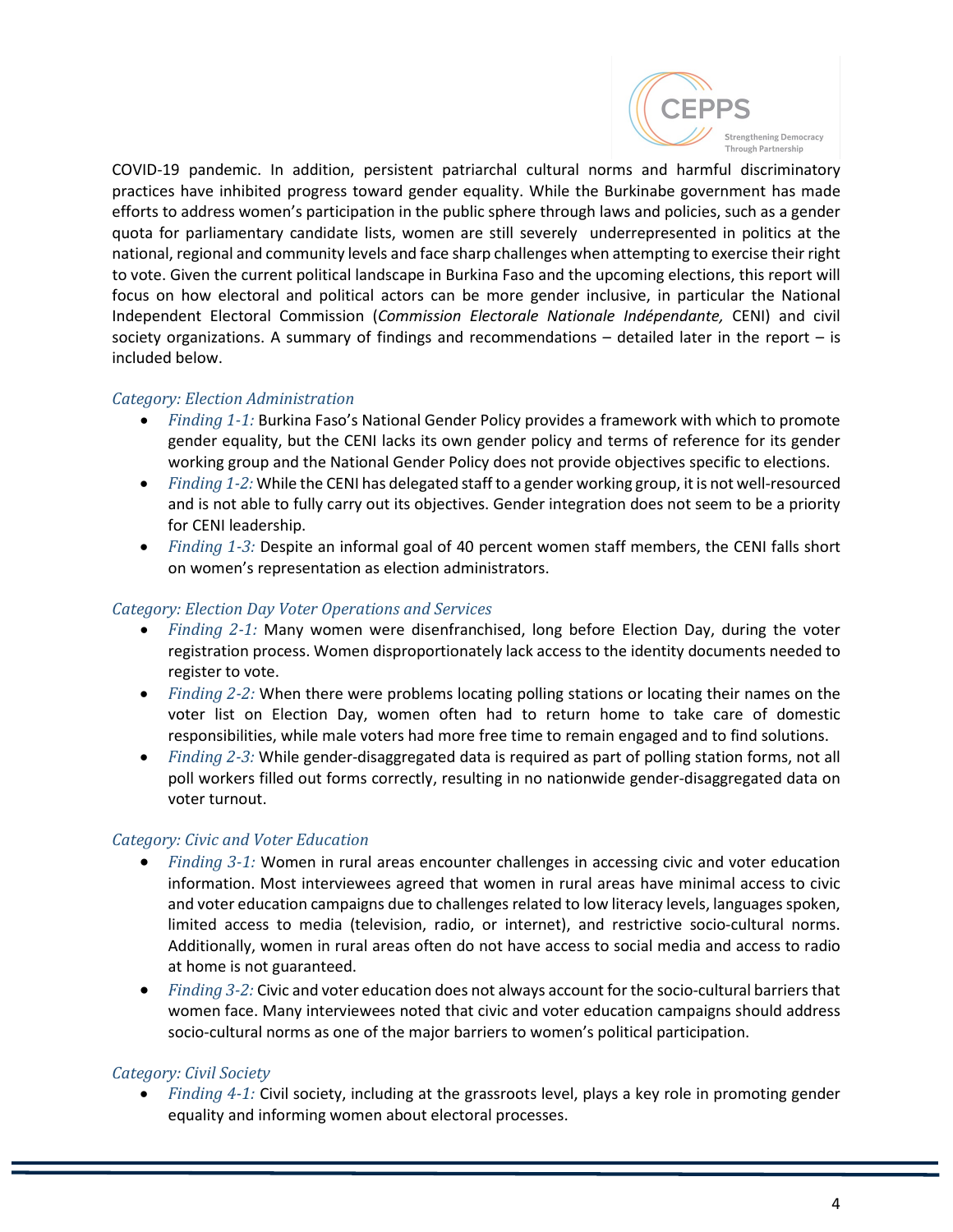COVID-19 pandemic. In addition, persistent patriarchal cultural norms and harmful discriminatory practices have inhibited progress toward gender equality. While the Burkinabe government has made efforts to address women's participation in the public sphere through laws and policies, such as a gender quota for parliamentary candidate lists, women are still severely underrepresented in politics at the national, regional and community levels and face sharp challenges when attempting to exercise their right to vote. Given the current political landscape in Burkina Faso and the upcoming elections, this report will focus on how electoral and political actors can be more gender inclusive, in particular the National Independent Electoral Commission (*Commission Electorale Nationale Indépendante,* CENI) and civil society organizations. A summary of findings and recommendations – detailed later in the report – is included below.

*Category: Election Administration*

- *Finding 1-1:* Burkina Faso's National Gender Policy provides a framework with which to promote gender equality, but the CENI lacks its own gender policy and terms of reference for its gender working group and the National Gender Policy does not provide objectives specific to elections.
- *Finding 1-2:* While the CENI has delegated staff to a gender working group, it is not well-resourced and is not able to fully carry out its objectives. Gender integration does not seem to be a priority for CENI leadership.
- *Finding 1-3:* Despite an informal goal of 40 percent women staff members, the CENI falls short on women's representation as election administrators.

*Category: Election Day Voter Operations and Services*

- *Finding 2-1:* Many women were disenfranchised, long before Election Day, during the voter registration process. Women disproportionately lack access to the identity documents needed to register to vote.
- *Finding 2-2:* When there were problems locating polling stations or locating their names on the voter list on Election Day, women often had to return home to take care of domestic responsibilities, while male voters had more free time to remain engaged and to find solutions.
- *Finding 2-3:* While gender-disaggregated data is required as part of polling station forms, not all poll workers filled out forms correctly, resulting in no nationwide gender-disaggregated data on voter turnout.

*Category: Civic and Voter Education*

- *Finding 3-1:* Women in rural areas encounter challenges in accessing civic and voter education information. Most interviewees agreed that women in rural areas have minimal access to civic and voter education campaigns due to challenges related to low literacy levels, languages spoken, limited access to media (television, radio, or internet), and restrictive socio-cultural norms. Additionally, women in rural areas often do not have access to social media and access to radio at home is not guaranteed.
- *Finding 3-2:* Civic and voter education does not always account for the socio-cultural barriers that women face. Many interviewees noted that civic and voter education campaigns should address socio-cultural norms as one of the major barriers to women's political participation.

*Category: Civil Society*

- *Finding 4-1:* Civil society, including at the grassroots level, plays a key role in promoting gender equality and informing women about electoral processes.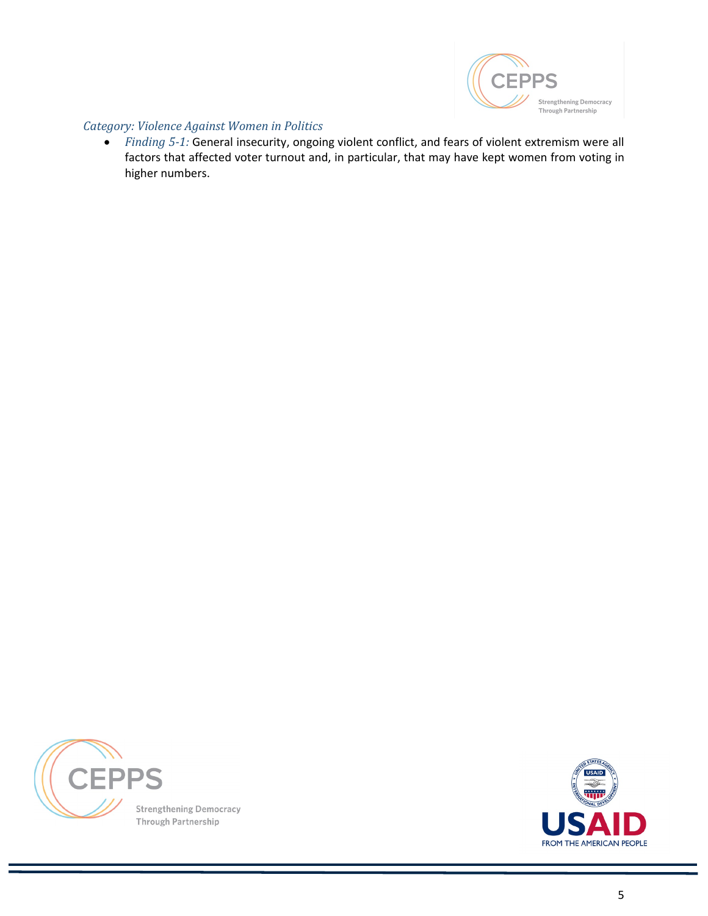*Category: Violence Against Women in Politics*

- *Finding 5-1:* General insecurity, ongoing violent conflict, and fears of violent extremism were all factors that affected voter turnout and, in particular, that may have kept women from voting in higher numbers.